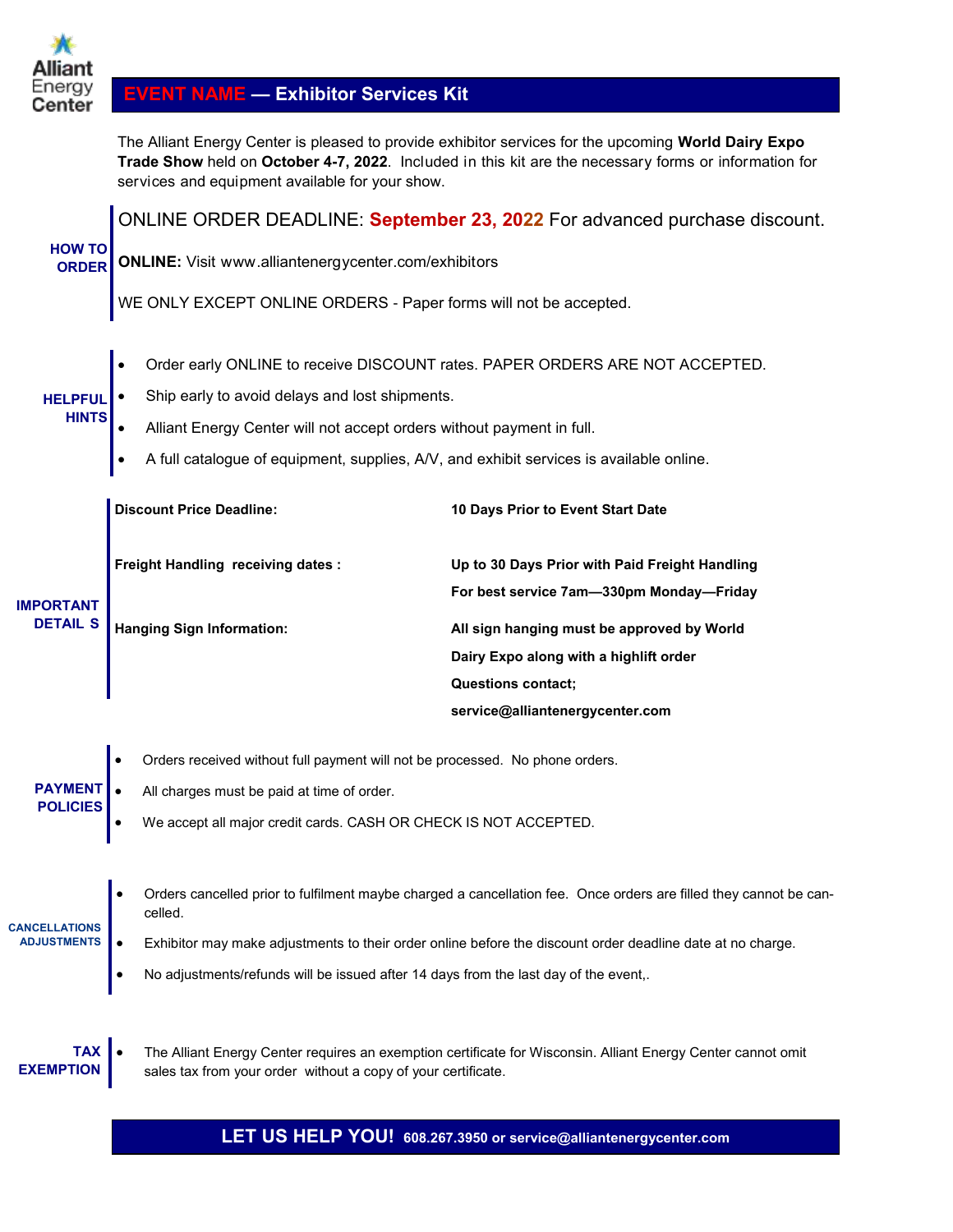Alliant Energy Center

# EVENT NAME — Exhibitor Services Kit

The Alliant Energy Center is pleased to provide exhibitor services for the upcoming **World Dairy Expo Trade Show** held on **October 4-7, 2022**. Included in this kit are the necessary forms or information for services and equipment available for your show.

## HOW TO ORDER

ONLINE ORDER DEADLINE: **September 23, 2022** For advanced purchase discount.

**ONLINE:** Visit www.alliantenergycenter.com/exhibitors

WE ONLY EXCEPT ONLINE ORDERS - Paper forms will not be accepted.

## HELPFUL HINTS

- Order early ONLINE to receive DISCOUNT rates. PAPER ORDERS ARE NOT ACCEPTED.
- Ship early to avoid delays and lost shipments.
- Alliant Energy Center will not accept orders without payment in full.
- A full catalogue of equipment, supplies, A/V, and exhibit services is available online.

## IMPORTANT DETAIL S

| | |
|---|---|
| **Discount Price Deadline:** | **10 Days Prior to Event Start Date** |
| **Freight Handling receiving dates :** | **Up to 30 Days Prior with Paid Freight Handling**<br>**For best service 7am—330pm Monday—Friday** |
| **Hanging Sign Information:** | **All sign hanging must be approved by World Dairy Expo along with a highlift order**<br>**Questions contact;**<br>**service@alliantenergycenter.com** |

## PAYMENT POLICIES

- Orders received without full payment will not be processed. No phone orders.
- All charges must be paid at time of order.
- We accept all major credit cards. CASH OR CHECK IS NOT ACCEPTED.

## CANCELLATIONS ADJUSTMENTS

- Orders cancelled prior to fulfilment maybe charged a cancellation fee. Once orders are filled they cannot be cancelled.
- Exhibitor may make adjustments to their order online before the discount order deadline date at no charge.
- No adjustments/refunds will be issued after 14 days from the last day of the event,.

## TAX EXEMPTION

- The Alliant Energy Center requires an exemption certificate for Wisconsin. Alliant Energy Center cannot omit sales tax from your order without a copy of your certificate.

**LET US HELP YOU! 608.267.3950 or service@alliantenergycenter.com**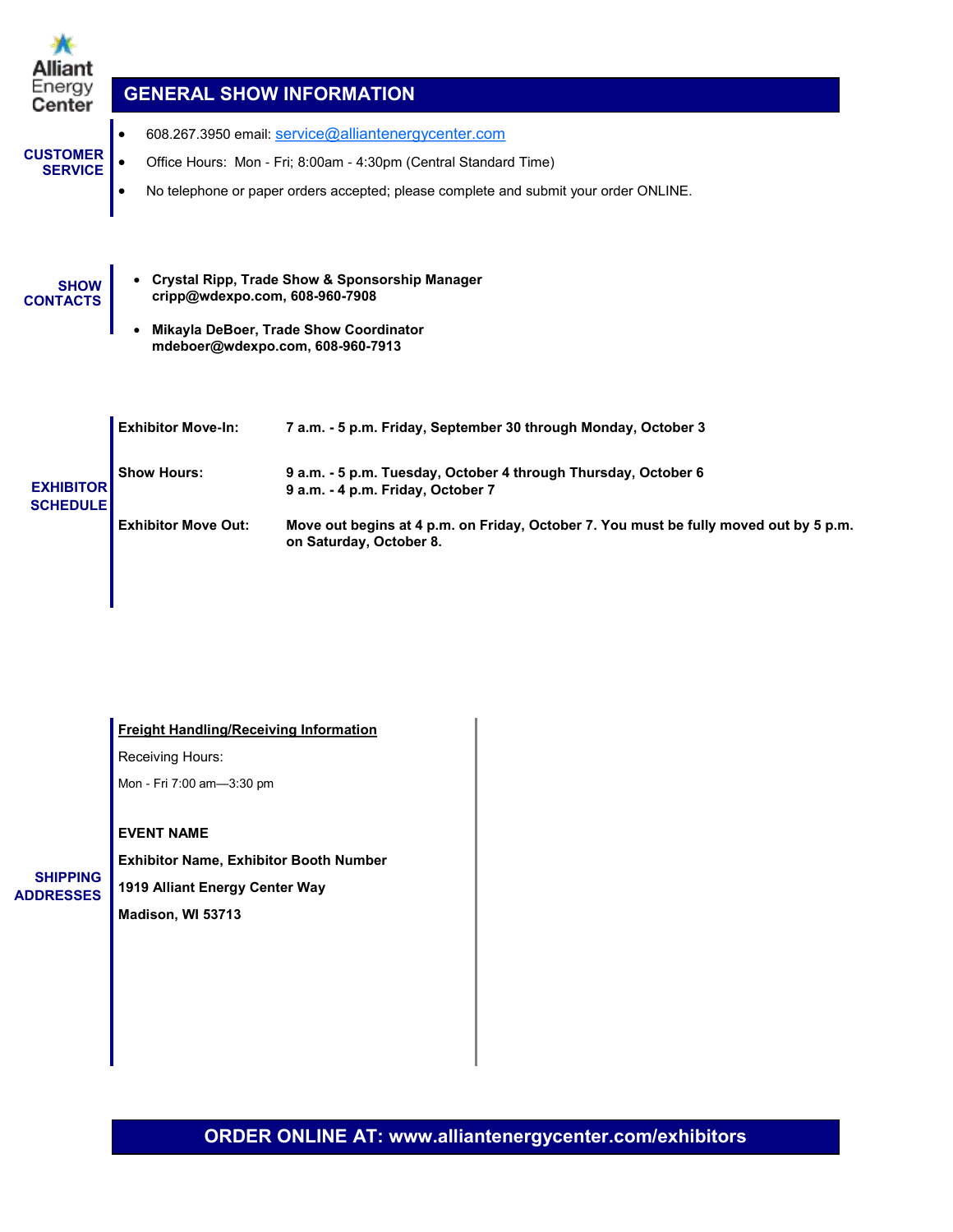Alliant Energy Center

# GENERAL SHOW INFORMATION

## CUSTOMER SERVICE

- 608.267.3950 email: service@alliantenergycenter.com
- Office Hours: Mon - Fri; 8:00am - 4:30pm (Central Standard Time)
- No telephone or paper orders accepted; please complete and submit your order ONLINE.

## SHOW CONTACTS

- **Crystal Ripp, Trade Show & Sponsorship Manager**
  **cripp@wdexpo.com, 608-960-7908**
- **Mikayla DeBoer, Trade Show Coordinator**
  **mdeboer@wdexpo.com, 608-960-7913**

## EXHIBITOR SCHEDULE

**Exhibitor Move-In:** **7 a.m. - 5 p.m. Friday, September 30 through Monday, October 3**

**Show Hours:** **9 a.m. - 5 p.m. Tuesday, October 4 through Thursday, October 6**
**9 a.m. - 4 p.m. Friday, October 7**

**Exhibitor Move Out:** **Move out begins at 4 p.m. on Friday, October 7. You must be fully moved out by 5 p.m. on Saturday, October 8.**

## SHIPPING ADDRESSES

**Freight Handling/Receiving Information**

Receiving Hours:

Mon - Fri 7:00 am—3:30 pm

**EVENT NAME**

**Exhibitor Name, Exhibitor Booth Number**

**1919 Alliant Energy Center Way**

**Madison, WI 53713**

**ORDER ONLINE AT: www.alliantenergycenter.com/exhibitors**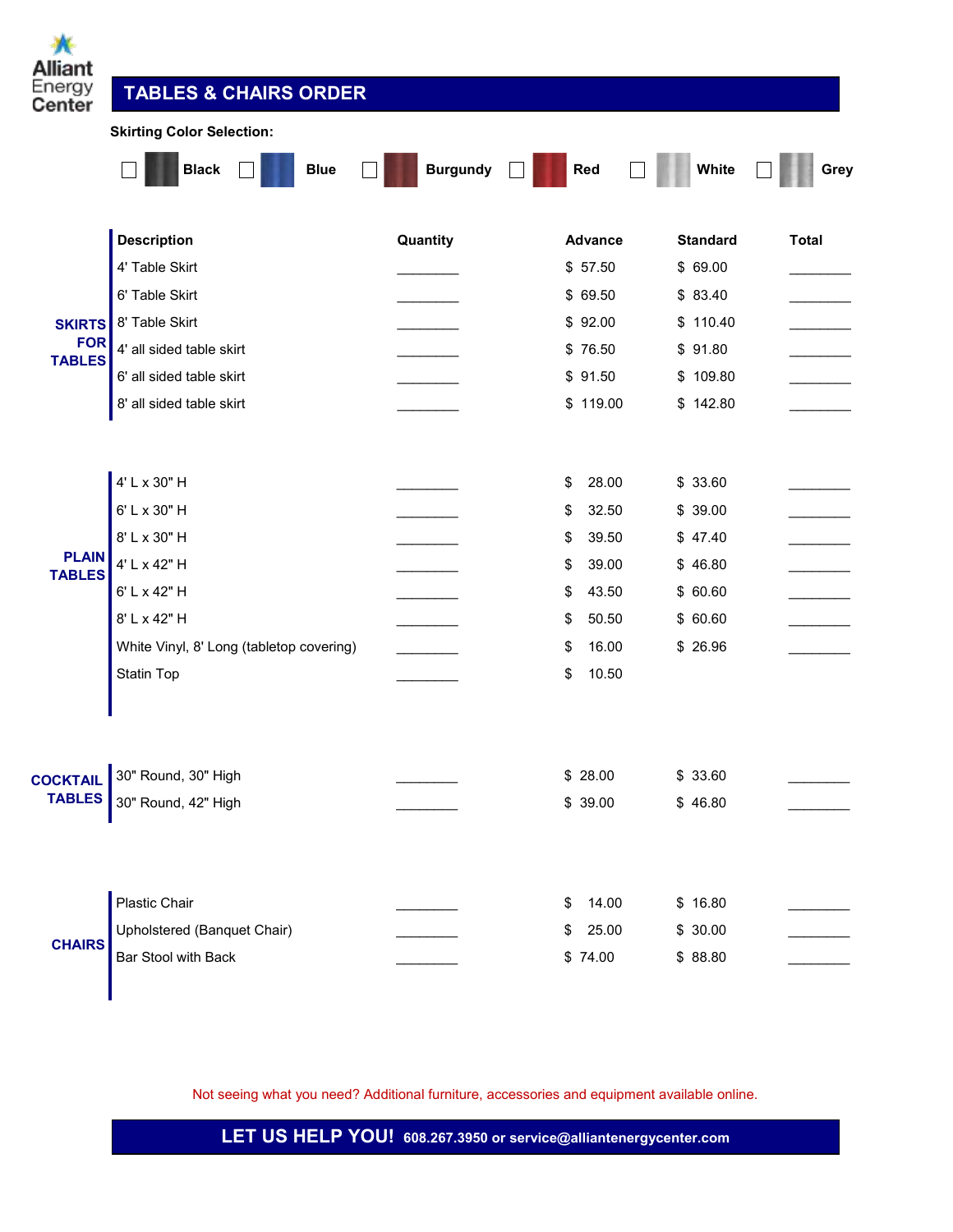Alliant Energy Center

# TABLES & CHAIRS ORDER

**Skirting Color Selection:**

☐ Black ☐ Blue ☐ Burgundy ☐ Red ☐ White ☐ Grey

| | Description | Quantity | Advance | Standard | Total |
|---|---|---|---|---|---|
| **SKIRTS FOR TABLES** | 4' Table Skirt | ________ | $ 57.50 | $ 69.00 | ________ |
| | 6' Table Skirt | ________ | $ 69.50 | $ 83.40 | ________ |
| | 8' Table Skirt | ________ | $ 92.00 | $ 110.40 | ________ |
| | 4' all sided table skirt | ________ | $ 76.50 | $ 91.80 | ________ |
| | 6' all sided table skirt | ________ | $ 91.50 | $ 109.80 | ________ |
| | 8' all sided table skirt | ________ | $ 119.00 | $ 142.80 | ________ |
| **PLAIN TABLES** | 4' L x 30" H | ________ | $ 28.00 | $ 33.60 | ________ |
| | 6' L x 30" H | ________ | $ 32.50 | $ 39.00 | ________ |
| | 8' L x 30" H | ________ | $ 39.50 | $ 47.40 | ________ |
| | 4' L x 42" H | ________ | $ 39.00 | $ 46.80 | ________ |
| | 6' L x 42" H | ________ | $ 43.50 | $ 60.60 | ________ |
| | 8' L x 42" H | ________ | $ 50.50 | $ 60.60 | ________ |
| | White Vinyl, 8' Long (tabletop covering) | ________ | $ 16.00 | $ 26.96 | ________ |
| | Statin Top | ________ | $ 10.50 | | |
| **COCKTAIL TABLES** | 30" Round, 30" High | ________ | $ 28.00 | $ 33.60 | ________ |
| | 30" Round, 42" High | ________ | $ 39.00 | $ 46.80 | ________ |
| **CHAIRS** | Plastic Chair | ________ | $ 14.00 | $ 16.80 | ________ |
| | Upholstered (Banquet Chair) | ________ | $ 25.00 | $ 30.00 | ________ |
| | Bar Stool with Back | ________ | $ 74.00 | $ 88.80 | ________ |

Not seeing what you need? Additional furniture, accessories and equipment available online.

**LET US HELP YOU!** 608.267.3950 or service@alliantenergycenter.com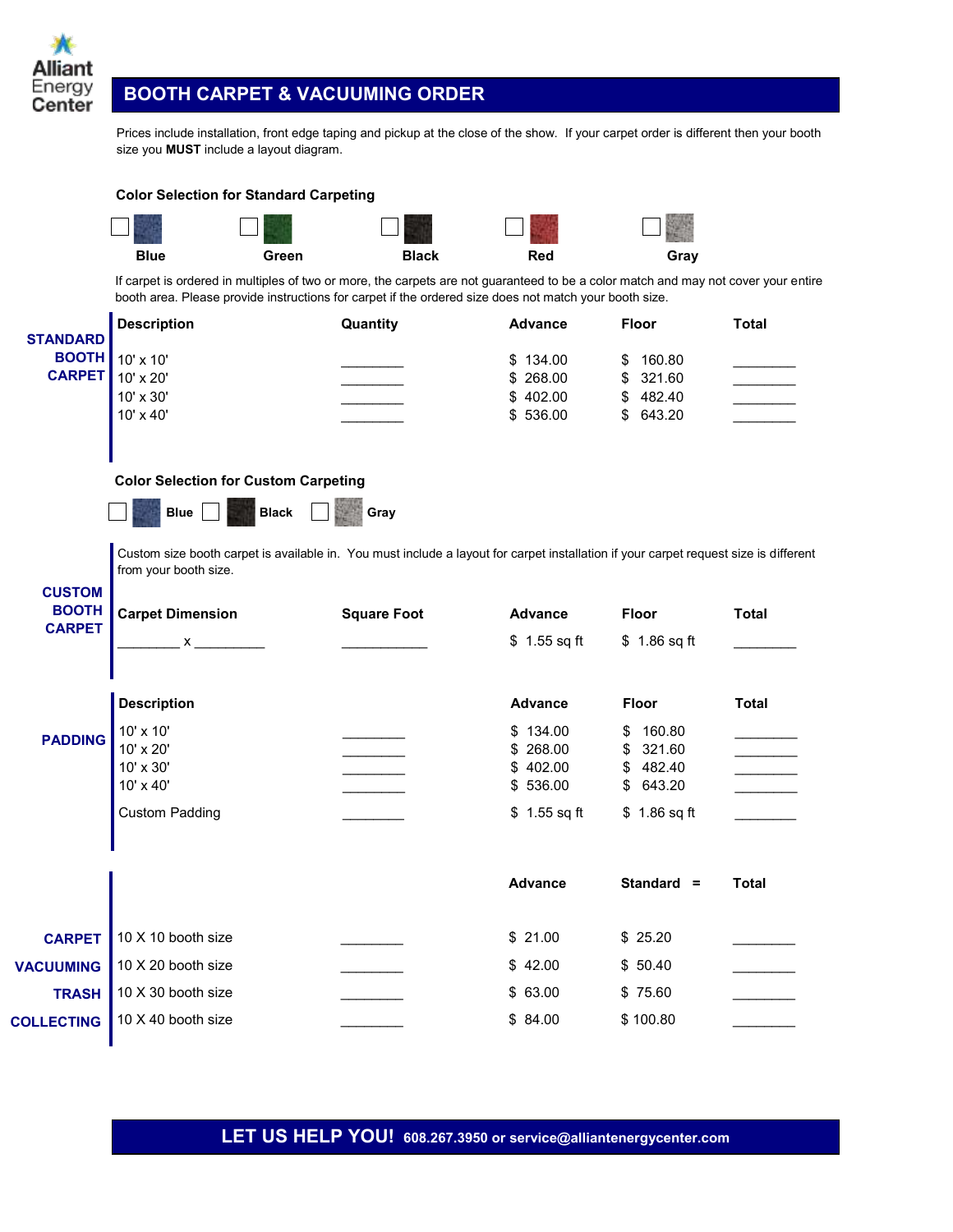Alliant Energy Center

# BOOTH CARPET & VACUUMING ORDER

Prices include installation, front edge taping and pickup at the close of the show. If your carpet order is different then your booth size you **MUST** include a layout diagram.

**Color Selection for Standard Carpeting**

☐ Blue ☐ Green ☐ Black ☐ Red ☐ Gray

If carpet is ordered in multiples of two or more, the carpets are not guaranteed to be a color match and may not cover your entire booth area. Please provide instructions for carpet if the ordered size does not match your booth size.

## STANDARD BOOTH CARPET

| Description | Quantity | Advance | Floor | Total |
|---|---|---|---|---|
| 10' x 10' | ________ | $ 134.00 | $ 160.80 | ________ |
| 10' x 20' | ________ | $ 268.00 | $ 321.60 | ________ |
| 10' x 30' | ________ | $ 402.00 | $ 482.40 | ________ |
| 10' x 40' | ________ | $ 536.00 | $ 643.20 | ________ |

**Color Selection for Custom Carpeting**

☐ **Blue** ☐ **Black** ☐ **Gray**

## CUSTOM BOOTH CARPET

Custom size booth carpet is available in. You must include a layout for carpet installation if your carpet request size is different from your booth size.

| Carpet Dimension | Square Foot | Advance | Floor | Total |
|---|---|---|---|---|
| ________ x _________ | ___________ | $ 1.55 sq ft | $ 1.86 sq ft | ________ |

## PADDING

| Description | | Advance | Floor | Total |
|---|---|---|---|---|
| 10' x 10' | ________ | $ 134.00 | $ 160.80 | ________ |
| 10' x 20' | ________ | $ 268.00 | $ 321.60 | ________ |
| 10' x 30' | ________ | $ 402.00 | $ 482.40 | ________ |
| 10' x 40' | ________ | $ 536.00 | $ 643.20 | ________ |
| Custom Padding | ________ | $ 1.55 sq ft | $ 1.86 sq ft | ________ |

## CARPET VACUUMING TRASH COLLECTING

| | | Advance | Standard = | Total |
|---|---|---|---|---|
| 10 X 10 booth size | ________ | $ 21.00 | $ 25.20 | ________ |
| 10 X 20 booth size | ________ | $ 42.00 | $ 50.40 | ________ |
| 10 X 30 booth size | ________ | $ 63.00 | $ 75.60 | ________ |
| 10 X 40 booth size | ________ | $ 84.00 | $ 100.80 | ________ |

**LET US HELP YOU!** 608.267.3950 or service@alliantenergycenter.com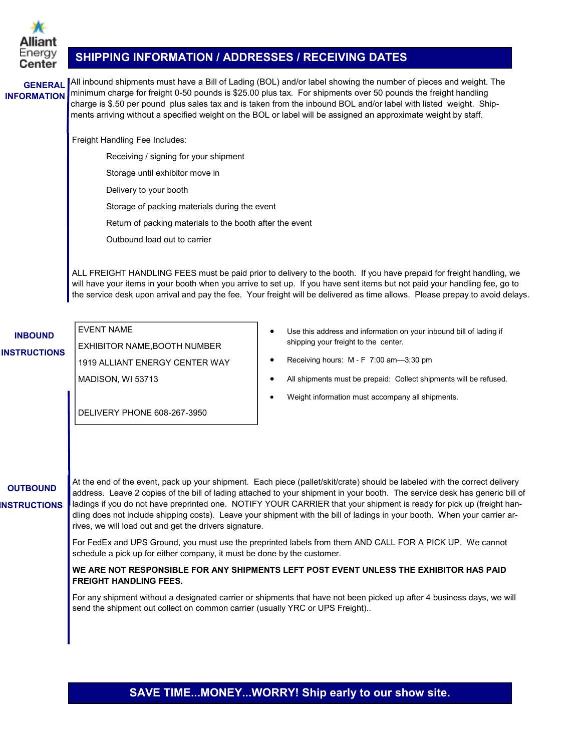Alliant Energy Center

# SHIPPING INFORMATION / ADDRESSES / RECEIVING DATES

## GENERAL INFORMATION

All inbound shipments must have a Bill of Lading (BOL) and/or label showing the number of pieces and weight. The minimum charge for freight 0-50 pounds is $25.00 plus tax. For shipments over 50 pounds the freight handling charge is $.50 per pound plus sales tax and is taken from the inbound BOL and/or label with listed weight. Shipments arriving without a specified weight on the BOL or label will be assigned an approximate weight by staff.

Freight Handling Fee Includes:

- Receiving / signing for your shipment
- Storage until exhibitor move in
- Delivery to your booth
- Storage of packing materials during the event
- Return of packing materials to the booth after the event
- Outbound load out to carrier

ALL FREIGHT HANDLING FEES must be paid prior to delivery to the booth. If you have prepaid for freight handling, we will have your items in your booth when you arrive to set up. If you have sent items but not paid your handling fee, go to the service desk upon arrival and pay the fee. Your freight will be delivered as time allows. Please prepay to avoid delays.

## INBOUND INSTRUCTIONS

EVENT NAME
EXHIBITOR NAME,BOOTH NUMBER
1919 ALLIANT ENERGY CENTER WAY
MADISON, WI 53713

DELIVERY PHONE 608-267-3950

- Use this address and information on your inbound bill of lading if shipping your freight to the center.
- Receiving hours: M - F 7:00 am—3:30 pm
- All shipments must be prepaid: Collect shipments will be refused.
- Weight information must accompany all shipments.

## OUTBOUND INSTRUCTIONS

At the end of the event, pack up your shipment. Each piece (pallet/skit/crate) should be labeled with the correct delivery address. Leave 2 copies of the bill of lading attached to your shipment in your booth. The service desk has generic bill of ladings if you do not have preprinted one. NOTIFY YOUR CARRIER that your shipment is ready for pick up (freight handling does not include shipping costs). Leave your shipment with the bill of ladings in your booth. When your carrier arrives, we will load out and get the drivers signature.

For FedEx and UPS Ground, you must use the preprinted labels from them AND CALL FOR A PICK UP. We cannot schedule a pick up for either company, it must be done by the customer.

**WE ARE NOT RESPONSIBLE FOR ANY SHIPMENTS LEFT POST EVENT UNLESS THE EXHIBITOR HAS PAID FREIGHT HANDLING FEES.**

For any shipment without a designated carrier or shipments that have not been picked up after 4 business days, we will send the shipment out collect on common carrier (usually YRC or UPS Freight)..

**SAVE TIME...MONEY...WORRY! Ship early to our show site.**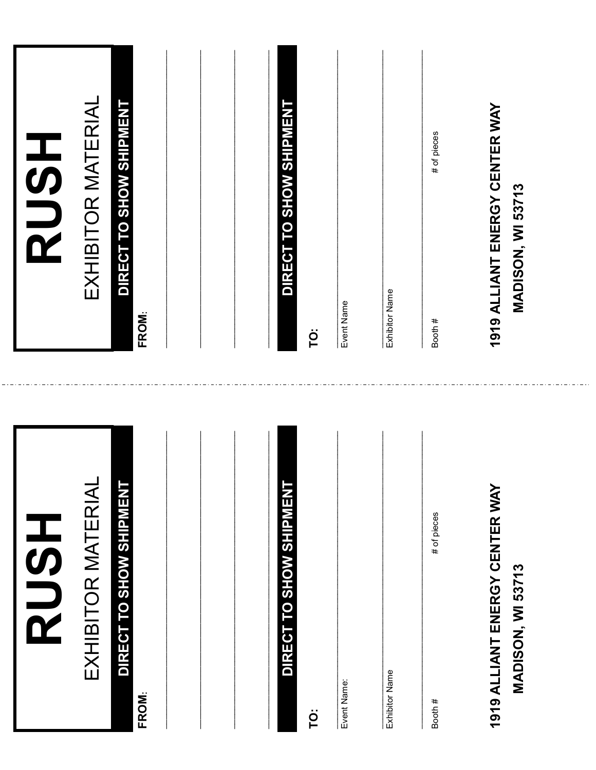# RUSH

EXHIBITOR MATERIAL

**DIRECT TO SHOW SHIPMENT**

**FROM**:

______________________________

______________________________

______________________________

______________________________

**DIRECT TO SHOW SHIPMENT**

**TO:**

Event Name: ______________________________

Exhibitor Name ______________________________

Booth # ______________ # of pieces ______________

**1919 ALLIANT ENERGY CENTER WAY**

**MADISON, WI 53713**

---

# RUSH

EXHIBITOR MATERIAL

**DIRECT TO SHOW SHIPMENT**

**FROM**:

______________________________

______________________________

______________________________

______________________________

**DIRECT TO SHOW SHIPMENT**

**TO:**

Event Name ______________________________

Exhibitor Name ______________________________

Booth # ______________ # of pieces ______________

**1919 ALLIANT ENERGY CENTER WAY**

**MADISON, WI 53713**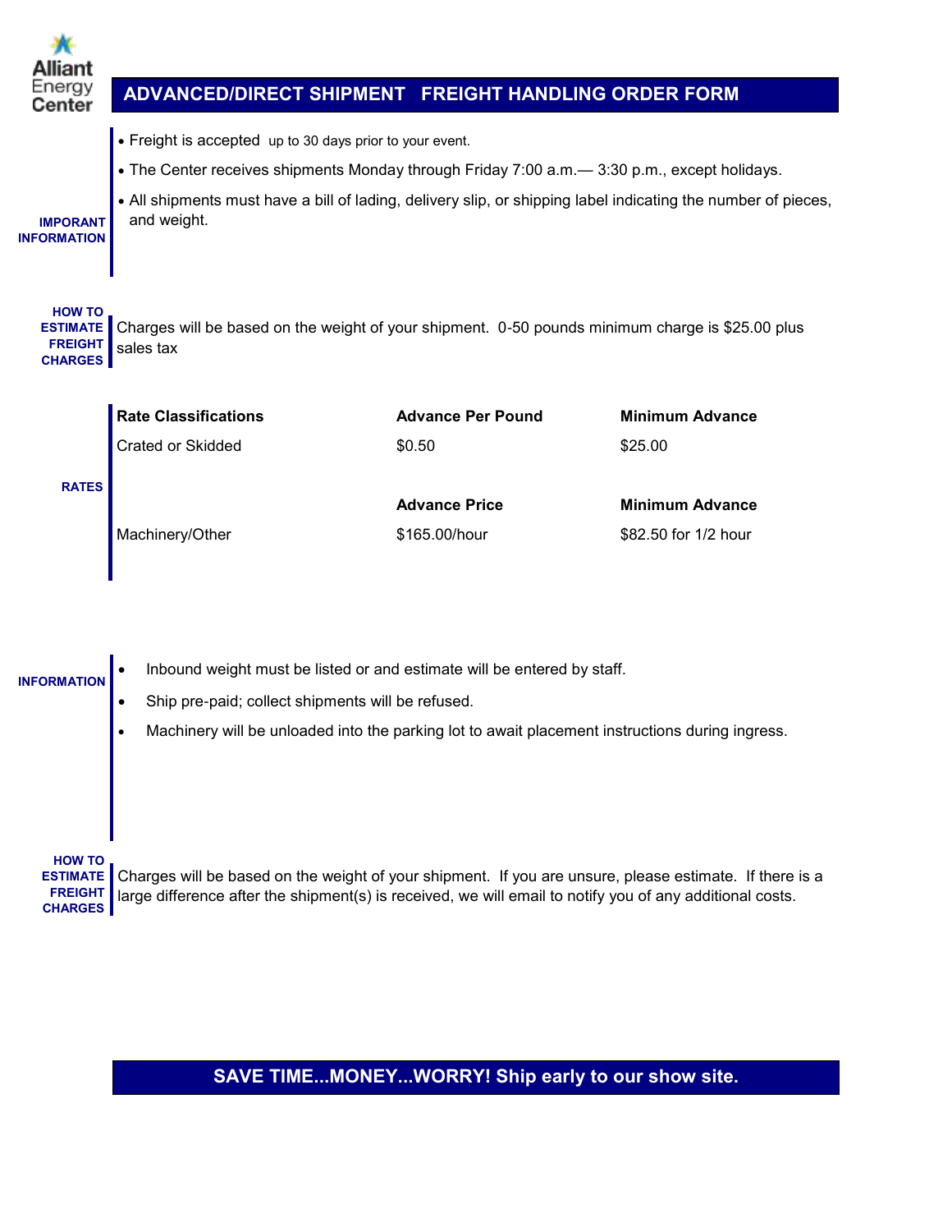Alliant Energy Center

# ADVANCED/DIRECT SHIPMENT FREIGHT HANDLING ORDER FORM

**IMPORANT INFORMATION**

- Freight is accepted up to 30 days prior to your event.
- The Center receives shipments Monday through Friday 7:00 a.m.— 3:30 p.m., except holidays.
- All shipments must have a bill of lading, delivery slip, or shipping label indicating the number of pieces, and weight.

**HOW TO ESTIMATE FREIGHT CHARGES**

Charges will be based on the weight of your shipment. 0-50 pounds minimum charge is $25.00 plus sales tax

**RATES**

| Rate Classifications | Advance Per Pound | Minimum Advance |
|---|---|---|
| Crated or Skidded | $0.50 | $25.00 |
| | **Advance Price** | **Minimum Advance** |
| Machinery/Other | $165.00/hour | $82.50 for 1/2 hour |

**INFORMATION**

- Inbound weight must be listed or and estimate will be entered by staff.
- Ship pre-paid; collect shipments will be refused.
- Machinery will be unloaded into the parking lot to await placement instructions during ingress.

**HOW TO ESTIMATE FREIGHT CHARGES**

Charges will be based on the weight of your shipment. If you are unsure, please estimate. If there is a large difference after the shipment(s) is received, we will email to notify you of any additional costs.

**SAVE TIME...MONEY...WORRY! Ship early to our show site.**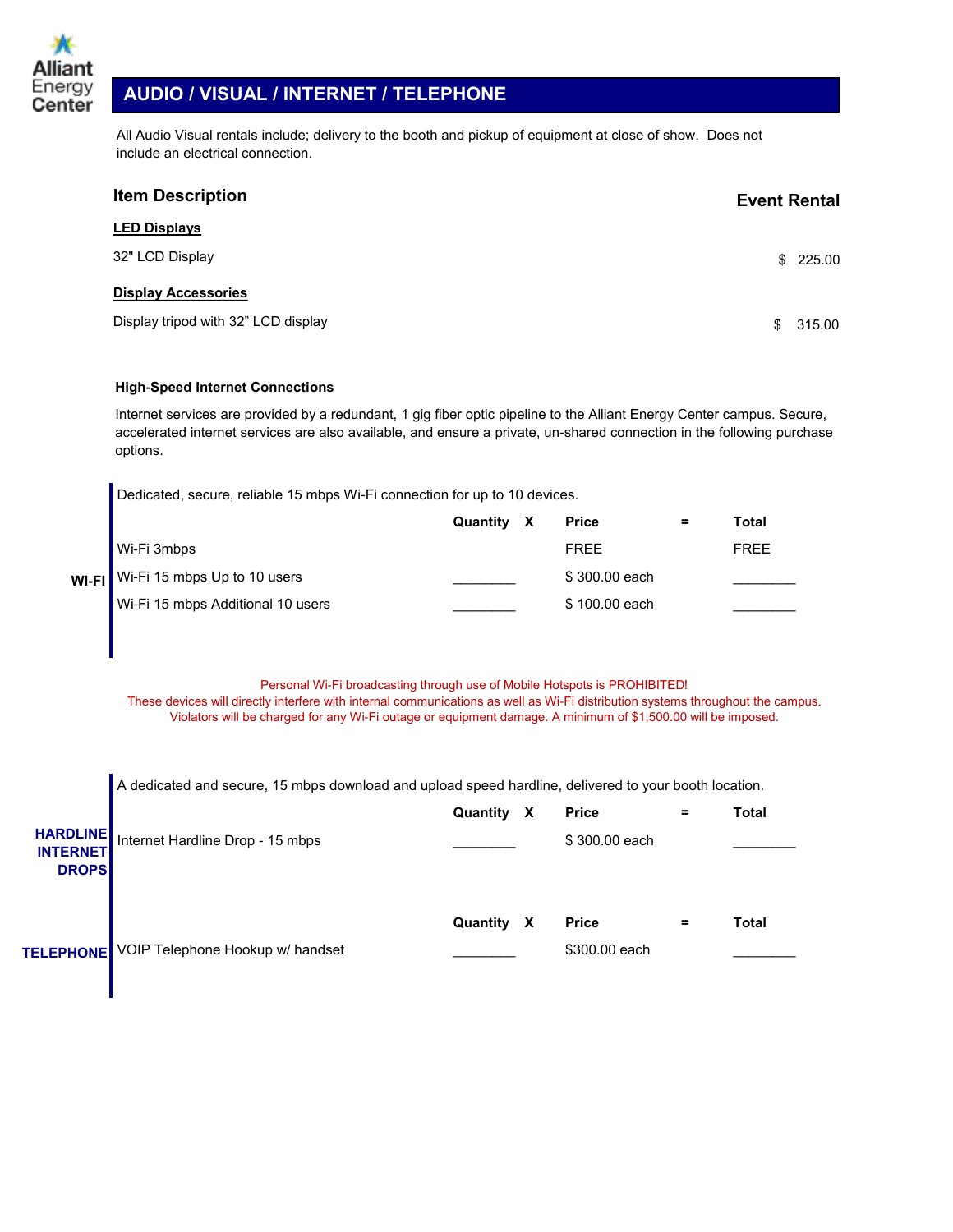Alliant Energy Center

# AUDIO / VISUAL / INTERNET / TELEPHONE

All Audio Visual rentals include; delivery to the booth and pickup of equipment at close of show. Does not include an electrical connection.

| Item Description | Event Rental |
|---|---|
| **LED Displays** | |
| 32" LCD Display | $ 225.00 |
| **Display Accessories** | |
| Display tripod with 32" LCD display | $ 315.00 |

### High-Speed Internet Connections

Internet services are provided by a redundant, 1 gig fiber optic pipeline to the Alliant Energy Center campus. Secure, accelerated internet services are also available, and ensure a private, un-shared connection in the following purchase options.

**WI-FI**

Dedicated, secure, reliable 15 mbps Wi-Fi connection for up to 10 devices.

| | Quantity | X | Price | = | Total |
|---|---|---|---|---|---|
| Wi-Fi 3mbps | | | FREE | | FREE |
| Wi-Fi 15 mbps Up to 10 users | ________ | | $ 300.00 each | | ________ |
| Wi-Fi 15 mbps Additional 10 users | ________ | | $ 100.00 each | | ________ |

Personal Wi-Fi broadcasting through use of Mobile Hotspots is PROHIBITED!
These devices will directly interfere with internal communications as well as Wi-Fi distribution systems throughout the campus.
Violators will be charged for any Wi-Fi outage or equipment damage. A minimum of $1,500.00 will be imposed.

**HARDLINE INTERNET DROPS**

A dedicated and secure, 15 mbps download and upload speed hardline, delivered to your booth location.

| | Quantity | X | Price | = | Total |
|---|---|---|---|---|---|
| Internet Hardline Drop - 15 mbps | ________ | | $ 300.00 each | | ________ |

**TELEPHONE**

| | Quantity | X | Price | = | Total |
|---|---|---|---|---|---|
| VOIP Telephone Hookup w/ handset | ________ | | $300.00 each | | ________ |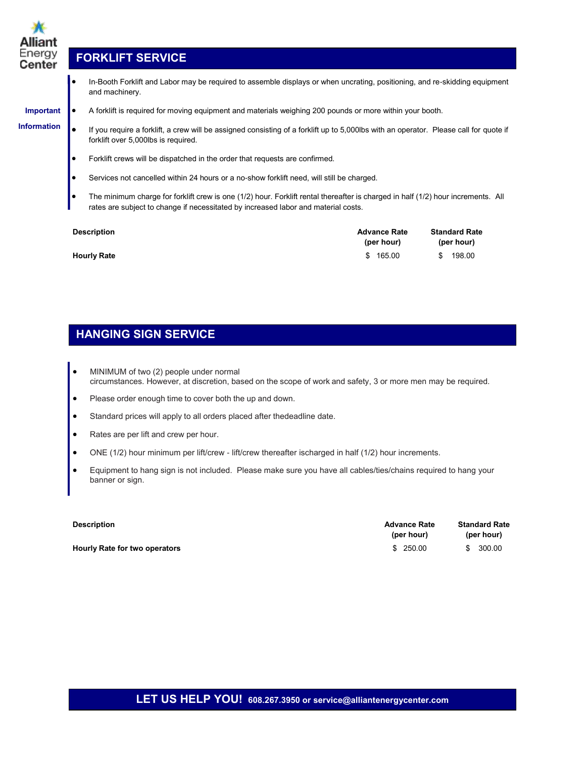## FORKLIFT SERVICE

**Important Information**

- In-Booth Forklift and Labor may be required to assemble displays or when uncrating, positioning, and re-skidding equipment and machinery.
- A forklift is required for moving equipment and materials weighing 200 pounds or more within your booth.
- If you require a forklift, a crew will be assigned consisting of a forklift up to 5,000lbs with an operator. Please call for quote if forklift over 5,000lbs is required.
- Forklift crews will be dispatched in the order that requests are confirmed.
- Services not cancelled within 24 hours or a no-show forklift need, will still be charged.
- The minimum charge for forklift crew is one (1/2) hour. Forklift rental thereafter is charged in half (1/2) hour increments. All rates are subject to change if necessitated by increased labor and material costs.

| Description | Advance Rate (per hour) | Standard Rate (per hour) |
|---|---|---|
| **Hourly Rate** | $ 165.00 | $ 198.00 |

## HANGING SIGN SERVICE

- MINIMUM of two (2) people under normal circumstances. However, at discretion, based on the scope of work and safety, 3 or more men may be required.
- Please order enough time to cover both the up and down.
- Standard prices will apply to all orders placed after thedeadline date.
- Rates are per lift and crew per hour.
- ONE (1/2) hour minimum per lift/crew - lift/crew thereafter ischarged in half (1/2) hour increments.
- Equipment to hang sign is not included. Please make sure you have all cables/ties/chains required to hang your banner or sign.

| Description | Advance Rate (per hour) | Standard Rate (per hour) |
|---|---|---|
| **Hourly Rate for two operators** | $ 250.00 | $ 300.00 |

**LET US HELP YOU!** 608.267.3950 or service@alliantenergycenter.com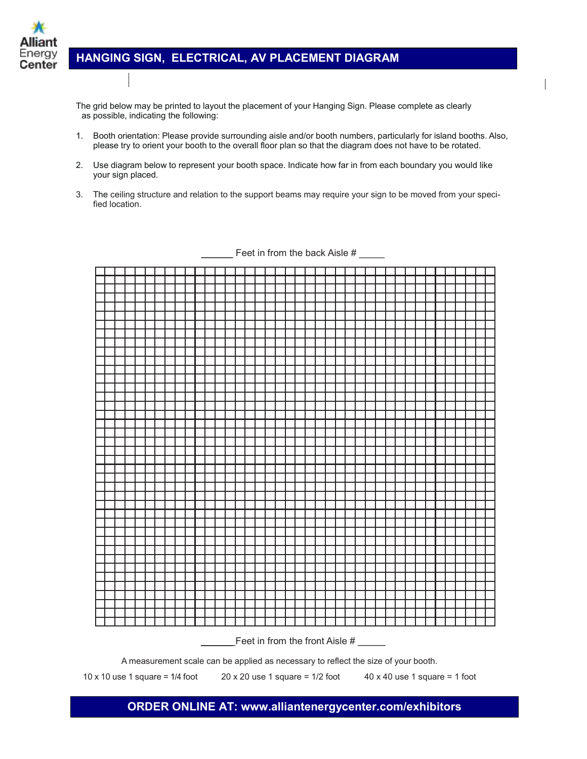# HANGING SIGN, ELECTRICAL, AV PLACEMENT DIAGRAM

The grid below may be printed to layout the placement of your Hanging Sign. Please complete as clearly as possible, indicating the following:

1. Booth orientation: Please provide surrounding aisle and/or booth numbers, particularly for island booths. Also, please try to orient your booth to the overall floor plan so that the diagram does not have to be rotated.

2. Use diagram below to represent your booth space. Indicate how far in from each boundary you would like your sign placed.

3. The ceiling structure and relation to the support beams may require your sign to be moved from your specified location.

______ Feet in from the back Aisle # _____

______Feet in from the front Aisle # ______

A measurement scale can be applied as necessary to reflect the size of your booth.

10 x 10 use 1 square = 1/4 foot    20 x 20 use 1 square = 1/2 foot    40 x 40 use 1 square = 1 foot

**ORDER ONLINE AT: www.alliantenergycenter.com/exhibitors**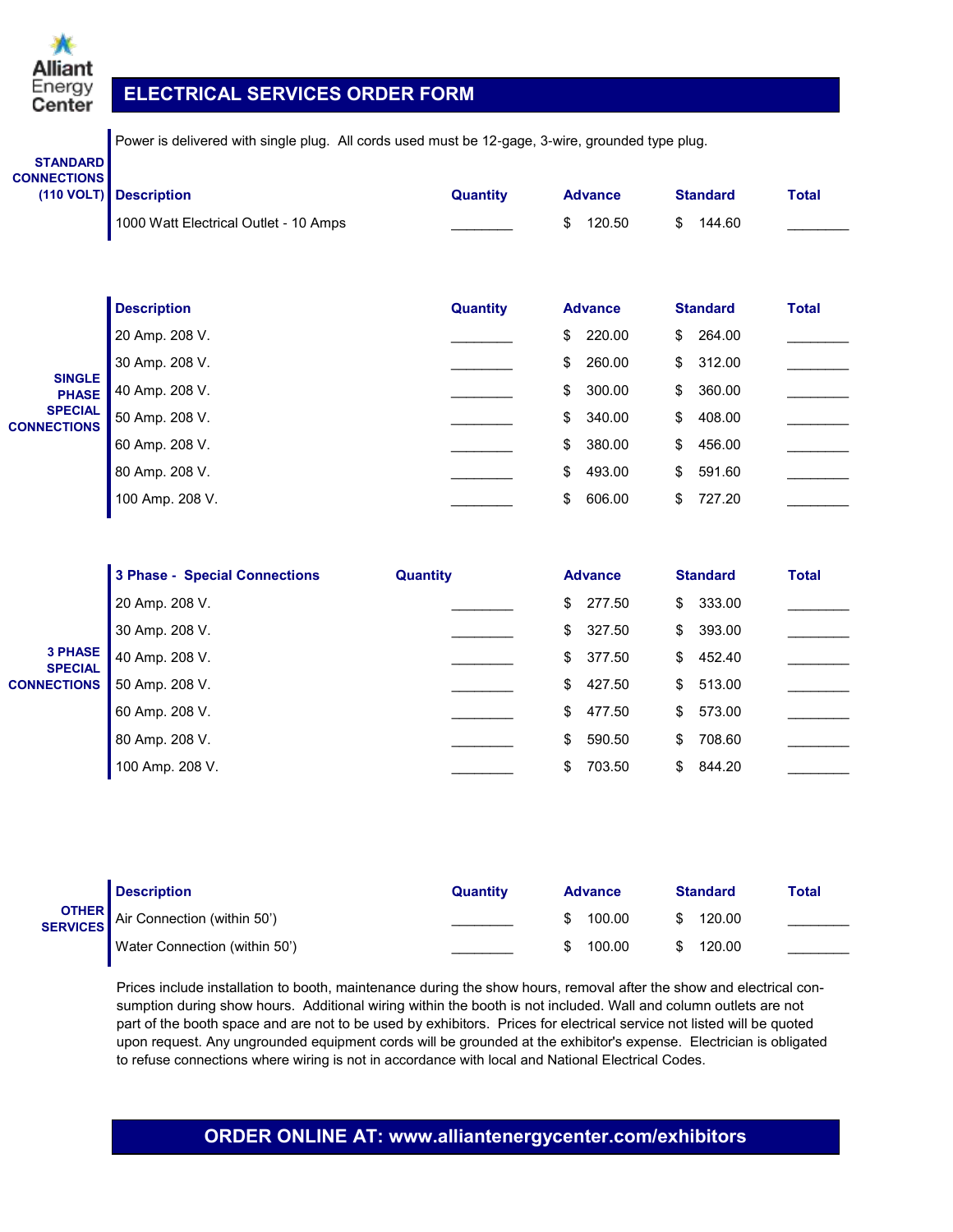Alliant Energy Center

# ELECTRICAL SERVICES ORDER FORM

## STANDARD CONNECTIONS (110 VOLT)

Power is delivered with single plug. All cords used must be 12-gage, 3-wire, grounded type plug.

| Description | Quantity | Advance | Standard | Total |
|---|---|---|---|---|
| 1000 Watt Electrical Outlet - 10 Amps | ________ | $ 120.50 | $ 144.60 | ________ |

## SINGLE PHASE SPECIAL CONNECTIONS

| Description | Quantity | Advance | Standard | Total |
|---|---|---|---|---|
| 20 Amp. 208 V. | ________ | $ 220.00 | $ 264.00 | ________ |
| 30 Amp. 208 V. | ________ | $ 260.00 | $ 312.00 | ________ |
| 40 Amp. 208 V. | ________ | $ 300.00 | $ 360.00 | ________ |
| 50 Amp. 208 V. | ________ | $ 340.00 | $ 408.00 | ________ |
| 60 Amp. 208 V. | ________ | $ 380.00 | $ 456.00 | ________ |
| 80 Amp. 208 V. | ________ | $ 493.00 | $ 591.60 | ________ |
| 100 Amp. 208 V. | ________ | $ 606.00 | $ 727.20 | ________ |

## 3 PHASE SPECIAL CONNECTIONS

| 3 Phase - Special Connections | Quantity | Advance | Standard | Total |
|---|---|---|---|---|
| 20 Amp. 208 V. | ________ | $ 277.50 | $ 333.00 | ________ |
| 30 Amp. 208 V. | ________ | $ 327.50 | $ 393.00 | ________ |
| 40 Amp. 208 V. | ________ | $ 377.50 | $ 452.40 | ________ |
| 50 Amp. 208 V. | ________ | $ 427.50 | $ 513.00 | ________ |
| 60 Amp. 208 V. | ________ | $ 477.50 | $ 573.00 | ________ |
| 80 Amp. 208 V. | ________ | $ 590.50 | $ 708.60 | ________ |
| 100 Amp. 208 V. | ________ | $ 703.50 | $ 844.20 | ________ |

## OTHER SERVICES

| Description | Quantity | Advance | Standard | Total |
|---|---|---|---|---|
| Air Connection (within 50') | ________ | $ 100.00 | $ 120.00 | ________ |
| Water Connection (within 50') | ________ | $ 100.00 | $ 120.00 | ________ |

Prices include installation to booth, maintenance during the show hours, removal after the show and electrical consumption during show hours. Additional wiring within the booth is not included. Wall and column outlets are not part of the booth space and are not to be used by exhibitors. Prices for electrical service not listed will be quoted upon request. Any ungrounded equipment cords will be grounded at the exhibitor's expense. Electrician is obligated to refuse connections where wiring is not in accordance with local and National Electrical Codes.

**ORDER ONLINE AT: www.alliantenergycenter.com/exhibitors**